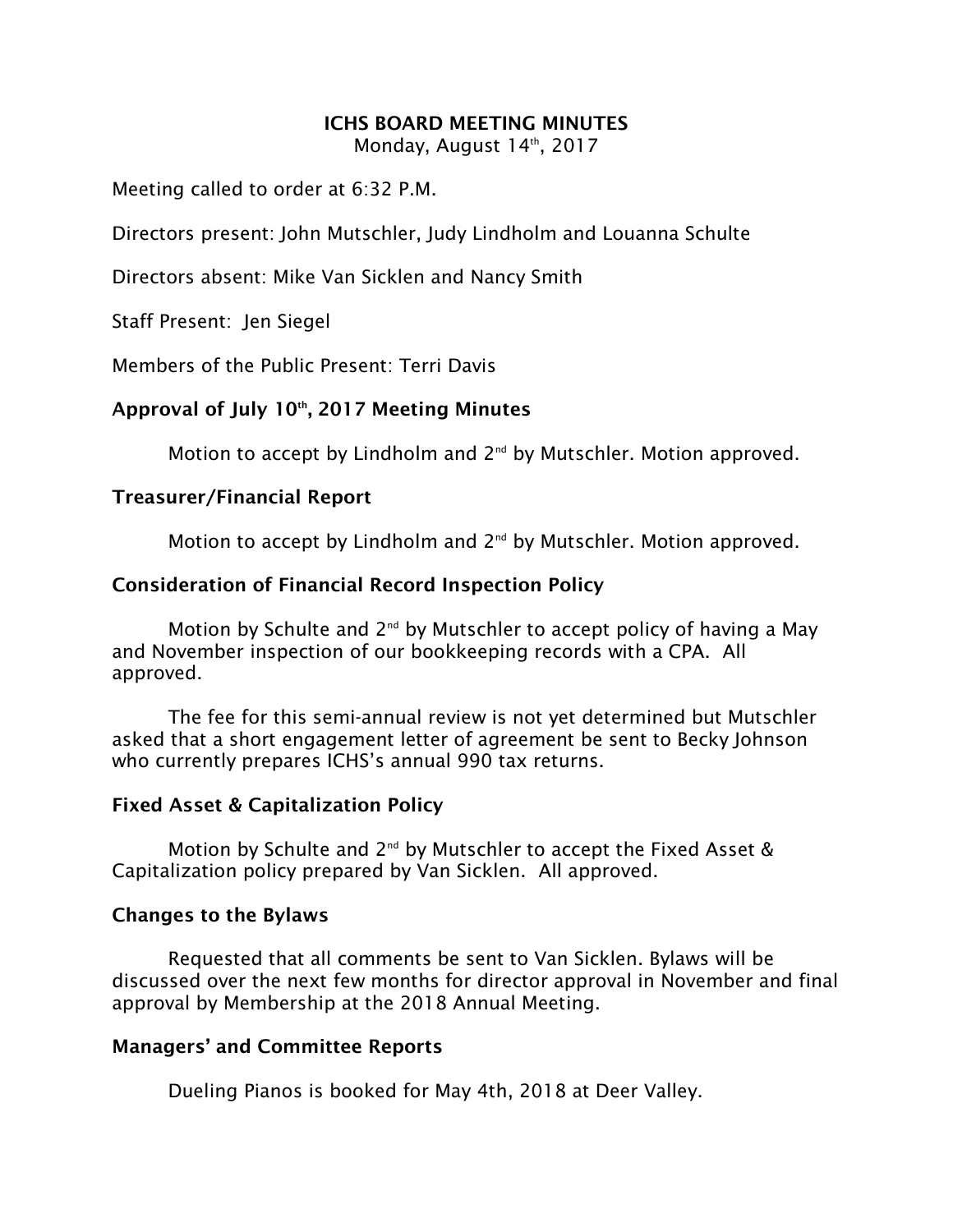# ICHS BOARD MEETING MINUTES

Monday, August 14th, 2017

Meeting called to order at 6:32 P.M.

Directors present: John Mutschler, Judy Lindholm and Louanna Schulte

Directors absent: Mike Van Sicklen and Nancy Smith

Staff Present: Jen Siegel

Members of the Public Present: Terri Davis

## Approval of July 10th, 2017 Meeting Minutes

Motion to accept by Lindholm and 2nd by Mutschler. Motion approved.

## Treasurer/Financial Report

Motion to accept by Lindholm and 2nd by Mutschler. Motion approved.

## Consideration of Financial Record Inspection Policy

Motion by Schulte and 2nd by Mutschler to accept policy of having a May and November inspection of our bookkeeping records with a CPA. All approved.

The fee for this semi-annual review is not yet determined but Mutschler asked that a short engagement letter of agreement be sent to Becky Johnson who currently prepares ICHS's annual 990 tax returns.

## Fixed Asset & Capitalization Policy

Motion by Schulte and 2nd by Mutschler to accept the Fixed Asset & Capitalization policy prepared by Van Sicklen. All approved.

## Changes to the Bylaws

Requested that all comments be sent to Van Sicklen. Bylaws will be discussed over the next few months for director approval in November and final approval by Membership at the 2018 Annual Meeting.

## Managers' and Committee Reports

Dueling Pianos is booked for May 4th, 2018 at Deer Valley.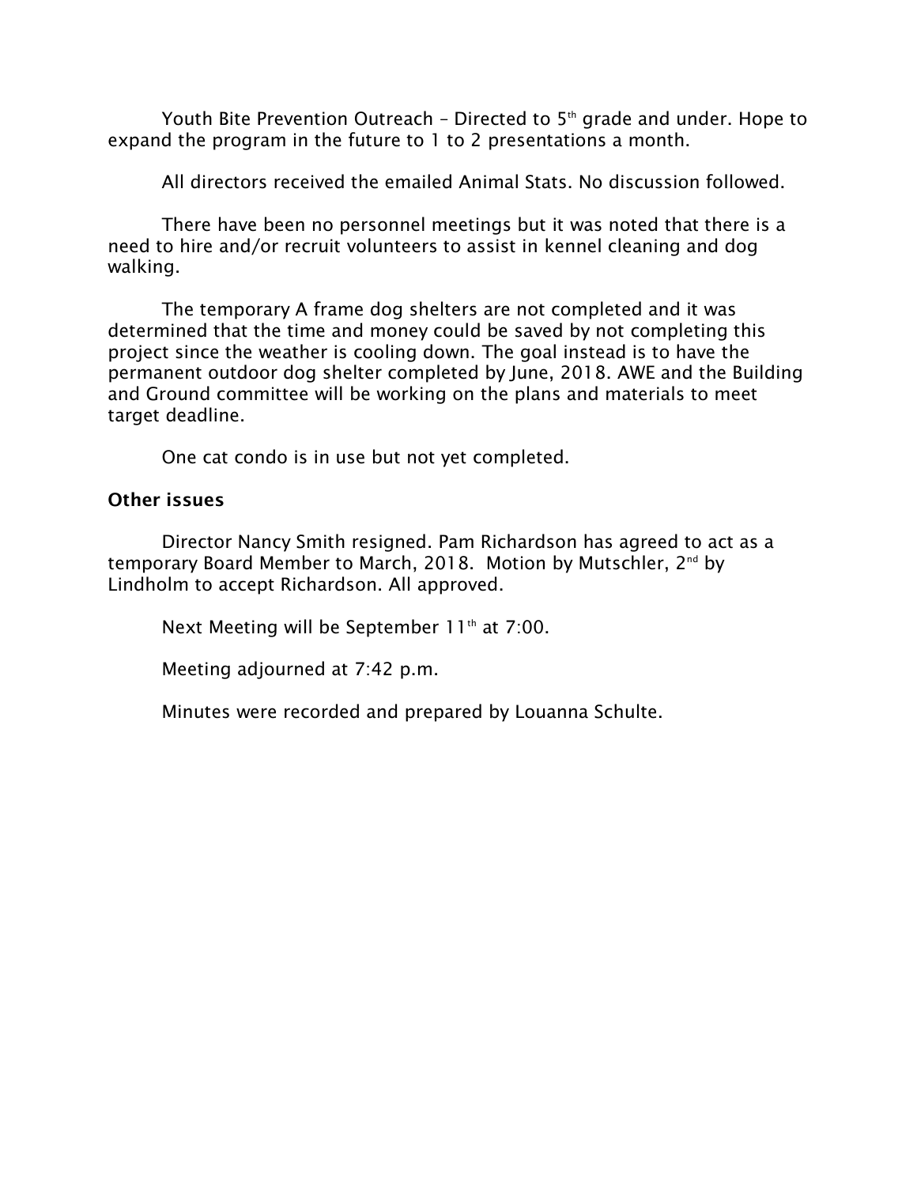Youth Bite Prevention Outreach – Directed to 5th grade and under. Hope to expand the program in the future to 1 to 2 presentations a month.

All directors received the emailed Animal Stats. No discussion followed.

There have been no personnel meetings but it was noted that there is a need to hire and/or recruit volunteers to assist in kennel cleaning and dog walking.

The temporary A frame dog shelters are not completed and it was determined that the time and money could be saved by not completing this project since the weather is cooling down. The goal instead is to have the permanent outdoor dog shelter completed by June, 2018. AWE and the Building and Ground committee will be working on the plans and materials to meet target deadline.

One cat condo is in use but not yet completed.

**Other issues**

Director Nancy Smith resigned. Pam Richardson has agreed to act as a temporary Board Member to March, 2018. Motion by Mutschler, 2nd by Lindholm to accept Richardson. All approved.

Next Meeting will be September 11th at 7:00.

Meeting adjourned at 7:42 p.m.

Minutes were recorded and prepared by Louanna Schulte.